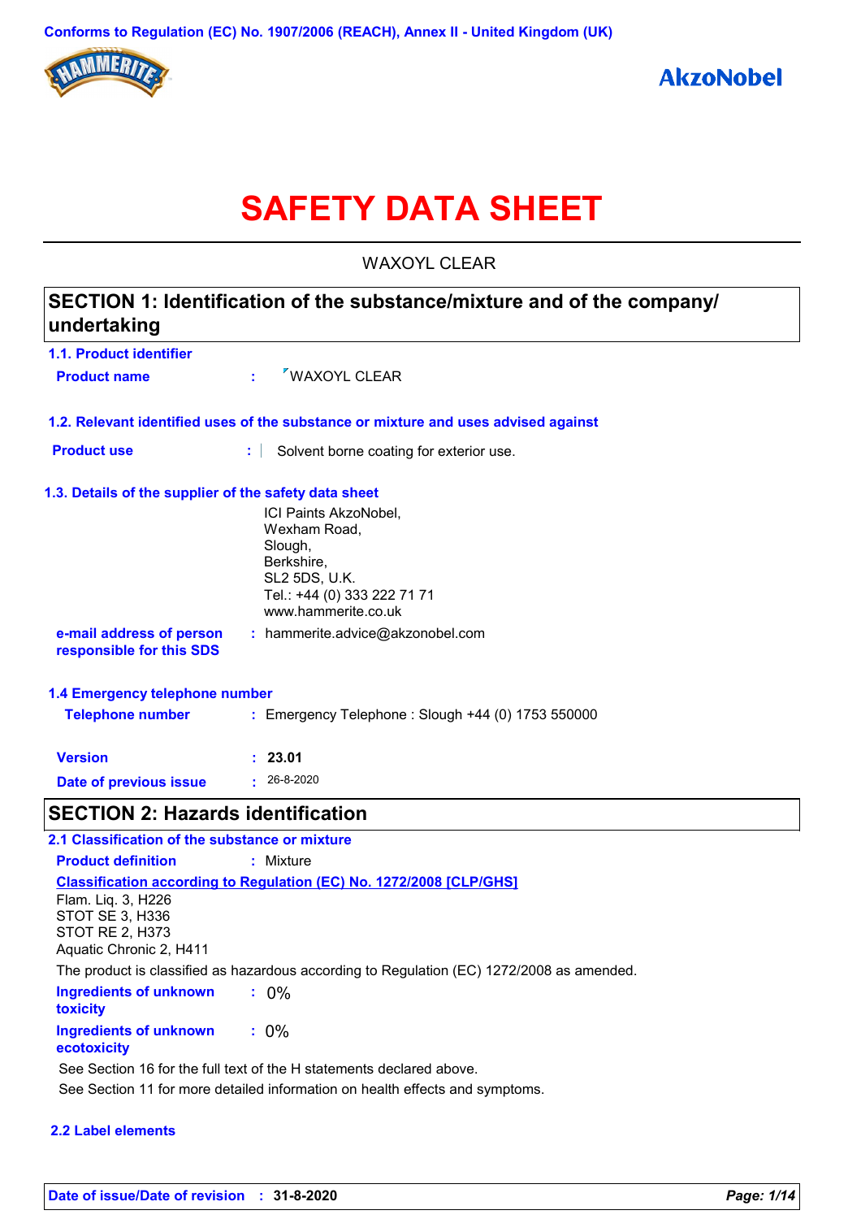Conforms to Regulation (EC) No. 1907/2006 (REACH), Annex II - United Kingdom (UK)

# SAFETY DATA SHEET

WAXOYL CLEAR

## SECTION 1: Identification of the substance/mixture and of the company/undertaking

### 1.1. Product identifier

**Product name** : WAXOYL CLEAR

### 1.2. Relevant identified uses of the substance or mixture and uses advised against

**Product use** : Solvent borne coating for exterior use.

### 1.3. Details of the supplier of the safety data sheet

ICI Paints AkzoNobel,
Wexham Road,
Slough,
Berkshire,
SL2 5DS, U.K.
Tel.: +44 (0) 333 222 71 71
www.hammerite.co.uk

**e-mail address of person responsible for this SDS** : hammerite.advice@akzonobel.com

### 1.4 Emergency telephone number

**Telephone number** : Emergency Telephone : Slough +44 (0) 1753 550000

**Version** : **23.01**

**Date of previous issue** : 26-8-2020

## SECTION 2: Hazards identification

### 2.1 Classification of the substance or mixture

**Product definition** : Mixture

**Classification according to Regulation (EC) No. 1272/2008 [CLP/GHS]**

Flam. Liq. 3, H226
STOT SE 3, H336
STOT RE 2, H373
Aquatic Chronic 2, H411

The product is classified as hazardous according to Regulation (EC) 1272/2008 as amended.

**Ingredients of unknown toxicity** : 0%

**Ingredients of unknown ecotoxicity** : 0%

See Section 16 for the full text of the H statements declared above.
See Section 11 for more detailed information on health effects and symptoms.

### 2.2 Label elements

**Date of issue/Date of revision** : **31-8-2020**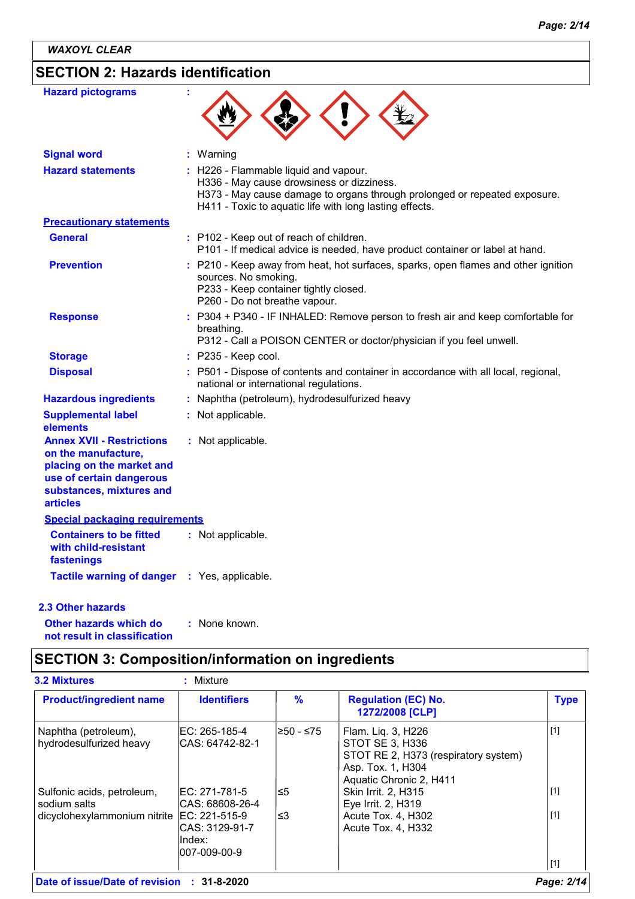*WAXOYL CLEAR*

## SECTION 2: Hazards identification

**Hazard pictograms** :

**Signal word** : Warning

**Hazard statements** : H226 - Flammable liquid and vapour.
H336 - May cause drowsiness or dizziness.
H373 - May cause damage to organs through prolonged or repeated exposure.
H411 - Toxic to aquatic life with long lasting effects.

**Precautionary statements**

**General** : P102 - Keep out of reach of children.
P101 - If medical advice is needed, have product container or label at hand.

**Prevention** : P210 - Keep away from heat, hot surfaces, sparks, open flames and other ignition sources. No smoking.
P233 - Keep container tightly closed.
P260 - Do not breathe vapour.

**Response** : P304 + P340 - IF INHALED: Remove person to fresh air and keep comfortable for breathing.
P312 - Call a POISON CENTER or doctor/physician if you feel unwell.

**Storage** : P235 - Keep cool.

**Disposal** : P501 - Dispose of contents and container in accordance with all local, regional, national or international regulations.

**Hazardous ingredients** : Naphtha (petroleum), hydrodesulfurized heavy

**Supplemental label elements** : Not applicable.

**Annex XVII - Restrictions on the manufacture, placing on the market and use of certain dangerous substances, mixtures and articles** : Not applicable.

**Special packaging requirements**

**Containers to be fitted with child-resistant fastenings** : Not applicable.

**Tactile warning of danger** : Yes, applicable.

### 2.3 Other hazards

**Other hazards which do not result in classification** : None known.

## SECTION 3: Composition/information on ingredients

**3.2 Mixtures** : Mixture

| Product/ingredient name | Identifiers | % | Regulation (EC) No. 1272/2008 [CLP] | Type |
|---|---|---|---|---|
| Naphtha (petroleum), hydrodesulfurized heavy | EC: 265-185-4<br>CAS: 64742-82-1 | ≥50 - ≤75 | Flam. Liq. 3, H226<br>STOT SE 3, H336<br>STOT RE 2, H373 (respiratory system)<br>Asp. Tox. 1, H304<br>Aquatic Chronic 2, H411 | [1] |
| Sulfonic acids, petroleum, sodium salts | EC: 271-781-5<br>CAS: 68608-26-4 | ≤5 | Skin Irrit. 2, H315<br>Eye Irrit. 2, H319 | [1] |
| dicyclohexylammonium nitrite | EC: 221-515-9<br>CAS: 3129-91-7<br>Index: 007-009-00-9 | ≤3 | Acute Tox. 4, H302<br>Acute Tox. 4, H332 | [1]<br>[1] |

**Date of issue/Date of revision** : **31-8-2020**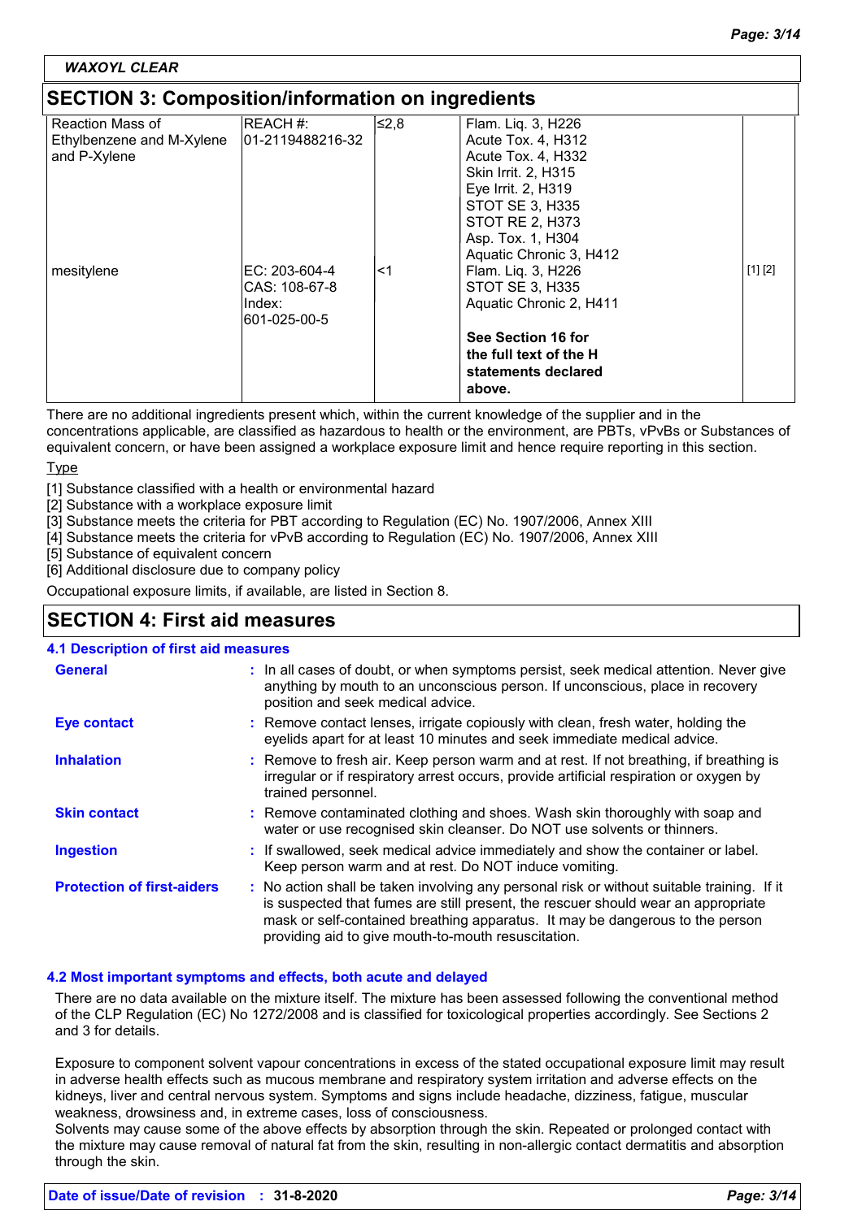**WAXOYL CLEAR**

## SECTION 3: Composition/information on ingredients

| | | | | |
|---|---|---|---|---|
| Reaction Mass of Ethylbenzene and M-Xylene and P-Xylene | REACH #: 01-2119488216-32 | ≤2,8 | Flam. Liq. 3, H226<br>Acute Tox. 4, H312<br>Acute Tox. 4, H332<br>Skin Irrit. 2, H315<br>Eye Irrit. 2, H319<br>STOT SE 3, H335<br>STOT RE 2, H373<br>Asp. Tox. 1, H304<br>Aquatic Chronic 3, H412 | |
| mesitylene | EC: 203-604-4<br>CAS: 108-67-8<br>Index: 601-025-00-5 | <1 | Flam. Liq. 3, H226<br>STOT SE 3, H335<br>Aquatic Chronic 2, H411<br><br>**See Section 16 for the full text of the H statements declared above.** | [1] [2] |

There are no additional ingredients present which, within the current knowledge of the supplier and in the concentrations applicable, are classified as hazardous to health or the environment, are PBTs, vPvBs or Substances of equivalent concern, or have been assigned a workplace exposure limit and hence require reporting in this section.

Type

[1] Substance classified with a health or environmental hazard
[2] Substance with a workplace exposure limit
[3] Substance meets the criteria for PBT according to Regulation (EC) No. 1907/2006, Annex XIII
[4] Substance meets the criteria for vPvB according to Regulation (EC) No. 1907/2006, Annex XIII
[5] Substance of equivalent concern
[6] Additional disclosure due to company policy

Occupational exposure limits, if available, are listed in Section 8.

## SECTION 4: First aid measures

### 4.1 Description of first aid measures

**General** : In all cases of doubt, or when symptoms persist, seek medical attention. Never give anything by mouth to an unconscious person. If unconscious, place in recovery position and seek medical advice.

**Eye contact** : Remove contact lenses, irrigate copiously with clean, fresh water, holding the eyelids apart for at least 10 minutes and seek immediate medical advice.

**Inhalation** : Remove to fresh air. Keep person warm and at rest. If not breathing, if breathing is irregular or if respiratory arrest occurs, provide artificial respiration or oxygen by trained personnel.

**Skin contact** : Remove contaminated clothing and shoes. Wash skin thoroughly with soap and water or use recognised skin cleanser. Do NOT use solvents or thinners.

**Ingestion** : If swallowed, seek medical advice immediately and show the container or label. Keep person warm and at rest. Do NOT induce vomiting.

**Protection of first-aiders** : No action shall be taken involving any personal risk or without suitable training. If it is suspected that fumes are still present, the rescuer should wear an appropriate mask or self-contained breathing apparatus. It may be dangerous to the person providing aid to give mouth-to-mouth resuscitation.

### 4.2 Most important symptoms and effects, both acute and delayed

There are no data available on the mixture itself. The mixture has been assessed following the conventional method of the CLP Regulation (EC) No 1272/2008 and is classified for toxicological properties accordingly. See Sections 2 and 3 for details.

Exposure to component solvent vapour concentrations in excess of the stated occupational exposure limit may result in adverse health effects such as mucous membrane and respiratory system irritation and adverse effects on the kidneys, liver and central nervous system. Symptoms and signs include headache, dizziness, fatigue, muscular weakness, drowsiness and, in extreme cases, loss of consciousness.
Solvents may cause some of the above effects by absorption through the skin. Repeated or prolonged contact with the mixture may cause removal of natural fat from the skin, resulting in non-allergic contact dermatitis and absorption through the skin.

**Date of issue/Date of revision : 31-8-2020**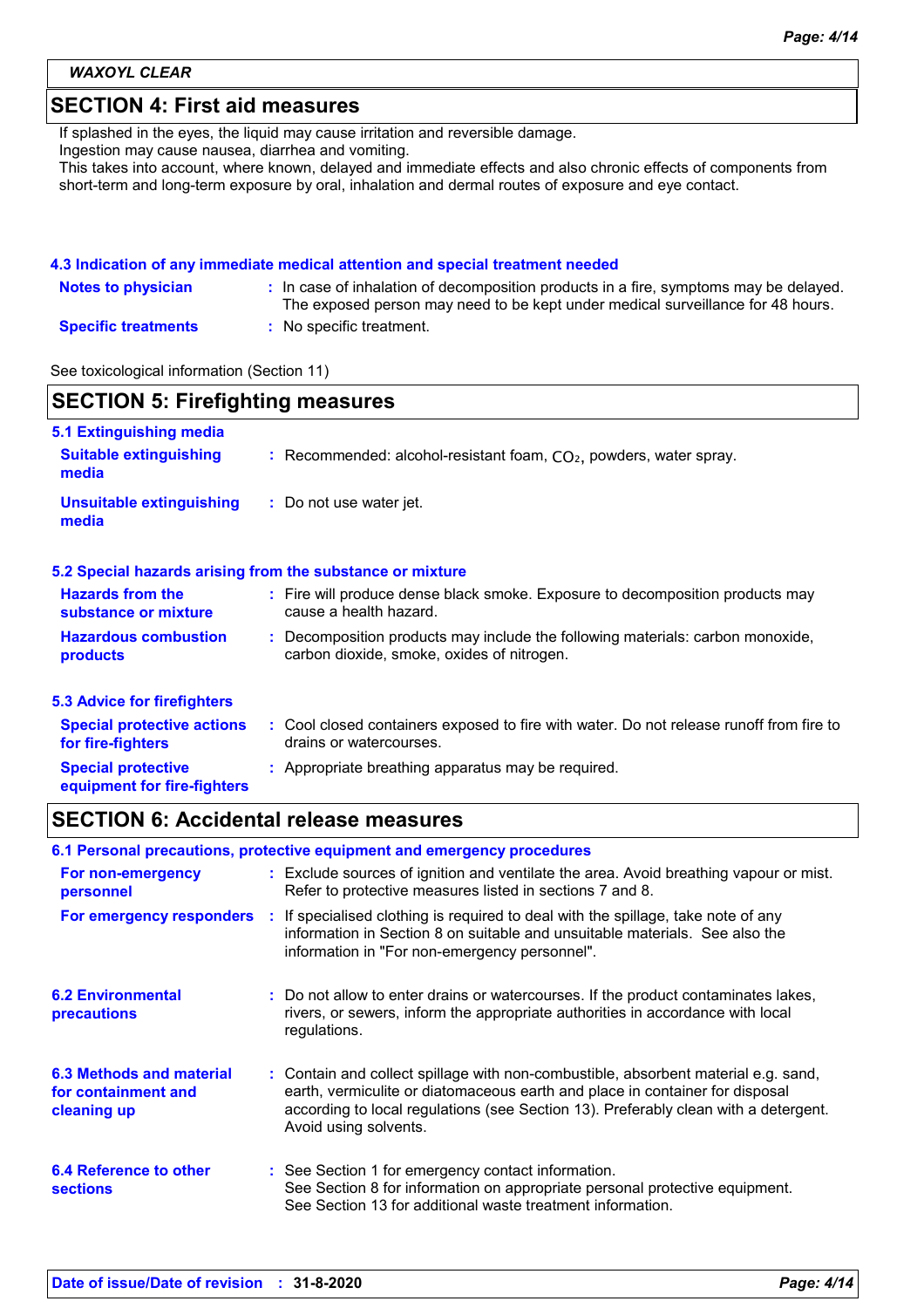## SECTION 4: First aid measures

If splashed in the eyes, the liquid may cause irritation and reversible damage.
Ingestion may cause nausea, diarrhea and vomiting.
This takes into account, where known, delayed and immediate effects and also chronic effects of components from short-term and long-term exposure by oral, inhalation and dermal routes of exposure and eye contact.

### 4.3 Indication of any immediate medical attention and special treatment needed

**Notes to physician** : In case of inhalation of decomposition products in a fire, symptoms may be delayed. The exposed person may need to be kept under medical surveillance for 48 hours.

**Specific treatments** : No specific treatment.

See toxicological information (Section 11)

## SECTION 5: Firefighting measures

### 5.1 Extinguishing media

**Suitable extinguishing media** : Recommended: alcohol-resistant foam, $CO_2$, powders, water spray.

**Unsuitable extinguishing media** : Do not use water jet.

### 5.2 Special hazards arising from the substance or mixture

**Hazards from the substance or mixture** : Fire will produce dense black smoke. Exposure to decomposition products may cause a health hazard.

**Hazardous combustion products** : Decomposition products may include the following materials: carbon monoxide, carbon dioxide, smoke, oxides of nitrogen.

### 5.3 Advice for firefighters

**Special protective actions for fire-fighters** : Cool closed containers exposed to fire with water. Do not release runoff from fire to drains or watercourses.

**Special protective equipment for fire-fighters** : Appropriate breathing apparatus may be required.

## SECTION 6: Accidental release measures

### 6.1 Personal precautions, protective equipment and emergency procedures

**For non-emergency personnel** : Exclude sources of ignition and ventilate the area. Avoid breathing vapour or mist. Refer to protective measures listed in sections 7 and 8.

**For emergency responders** : If specialised clothing is required to deal with the spillage, take note of any information in Section 8 on suitable and unsuitable materials. See also the information in "For non-emergency personnel".

**6.2 Environmental precautions** : Do not allow to enter drains or watercourses. If the product contaminates lakes, rivers, or sewers, inform the appropriate authorities in accordance with local regulations.

**6.3 Methods and material for containment and cleaning up** : Contain and collect spillage with non-combustible, absorbent material e.g. sand, earth, vermiculite or diatomaceous earth and place in container for disposal according to local regulations (see Section 13). Preferably clean with a detergent. Avoid using solvents.

**6.4 Reference to other sections** : See Section 1 for emergency contact information.
See Section 8 for information on appropriate personal protective equipment.
See Section 13 for additional waste treatment information.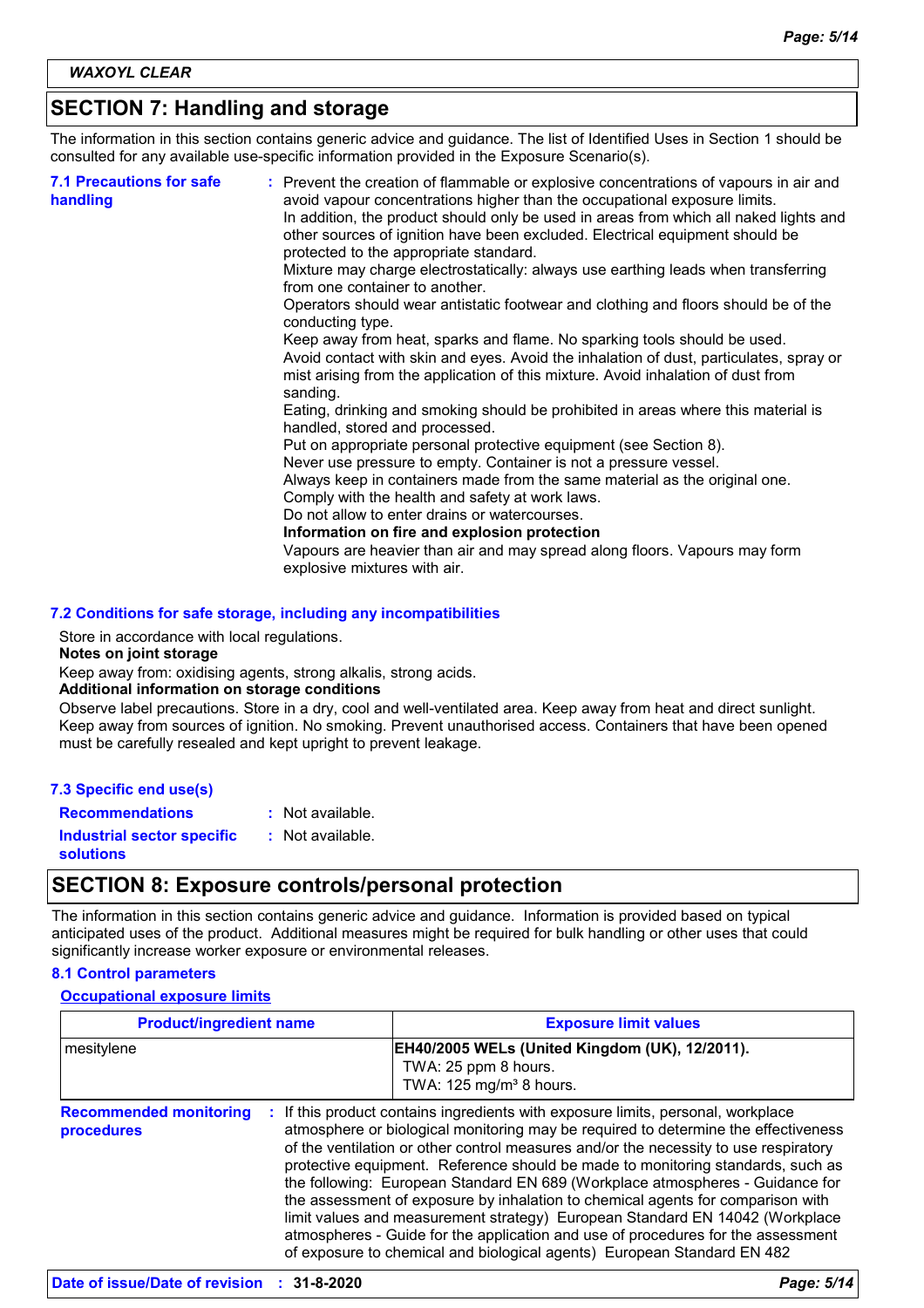WAXOYL CLEAR

## SECTION 7: Handling and storage

The information in this section contains generic advice and guidance. The list of Identified Uses in Section 1 should be consulted for any available use-specific information provided in the Exposure Scenario(s).

**7.1 Precautions for safe handling** : Prevent the creation of flammable or explosive concentrations of vapours in air and avoid vapour concentrations higher than the occupational exposure limits.
In addition, the product should only be used in areas from which all naked lights and other sources of ignition have been excluded. Electrical equipment should be protected to the appropriate standard.
Mixture may charge electrostatically: always use earthing leads when transferring from one container to another.
Operators should wear antistatic footwear and clothing and floors should be of the conducting type.
Keep away from heat, sparks and flame. No sparking tools should be used.
Avoid contact with skin and eyes. Avoid the inhalation of dust, particulates, spray or mist arising from the application of this mixture. Avoid inhalation of dust from sanding.
Eating, drinking and smoking should be prohibited in areas where this material is handled, stored and processed.
Put on appropriate personal protective equipment (see Section 8).
Never use pressure to empty. Container is not a pressure vessel.
Always keep in containers made from the same material as the original one.
Comply with the health and safety at work laws.
Do not allow to enter drains or watercourses.
**Information on fire and explosion protection**
Vapours are heavier than air and may spread along floors. Vapours may form explosive mixtures with air.

**7.2 Conditions for safe storage, including any incompatibilities**

Store in accordance with local regulations.
**Notes on joint storage**
Keep away from: oxidising agents, strong alkalis, strong acids.
**Additional information on storage conditions**
Observe label precautions. Store in a dry, cool and well-ventilated area. Keep away from heat and direct sunlight. Keep away from sources of ignition. No smoking. Prevent unauthorised access. Containers that have been opened must be carefully resealed and kept upright to prevent leakage.

**7.3 Specific end use(s)**

**Recommendations** : Not available.
**Industrial sector specific solutions** : Not available.

## SECTION 8: Exposure controls/personal protection

The information in this section contains generic advice and guidance. Information is provided based on typical anticipated uses of the product. Additional measures might be required for bulk handling or other uses that could significantly increase worker exposure or environmental releases.

**8.1 Control parameters**

**Occupational exposure limits**

| Product/ingredient name | Exposure limit values |
|---|---|
| mesitylene | **EH40/2005 WELs (United Kingdom (UK), 12/2011).**<br>TWA: 25 ppm 8 hours.<br>TWA: 125 mg/m³ 8 hours. |

**Recommended monitoring procedures** : If this product contains ingredients with exposure limits, personal, workplace atmosphere or biological monitoring may be required to determine the effectiveness of the ventilation or other control measures and/or the necessity to use respiratory protective equipment. Reference should be made to monitoring standards, such as the following: European Standard EN 689 (Workplace atmospheres - Guidance for the assessment of exposure by inhalation to chemical agents for comparison with limit values and measurement strategy) European Standard EN 14042 (Workplace atmospheres - Guide for the application and use of procedures for the assessment of exposure to chemical and biological agents) European Standard EN 482

**Date of issue/Date of revision** : **31-8-2020**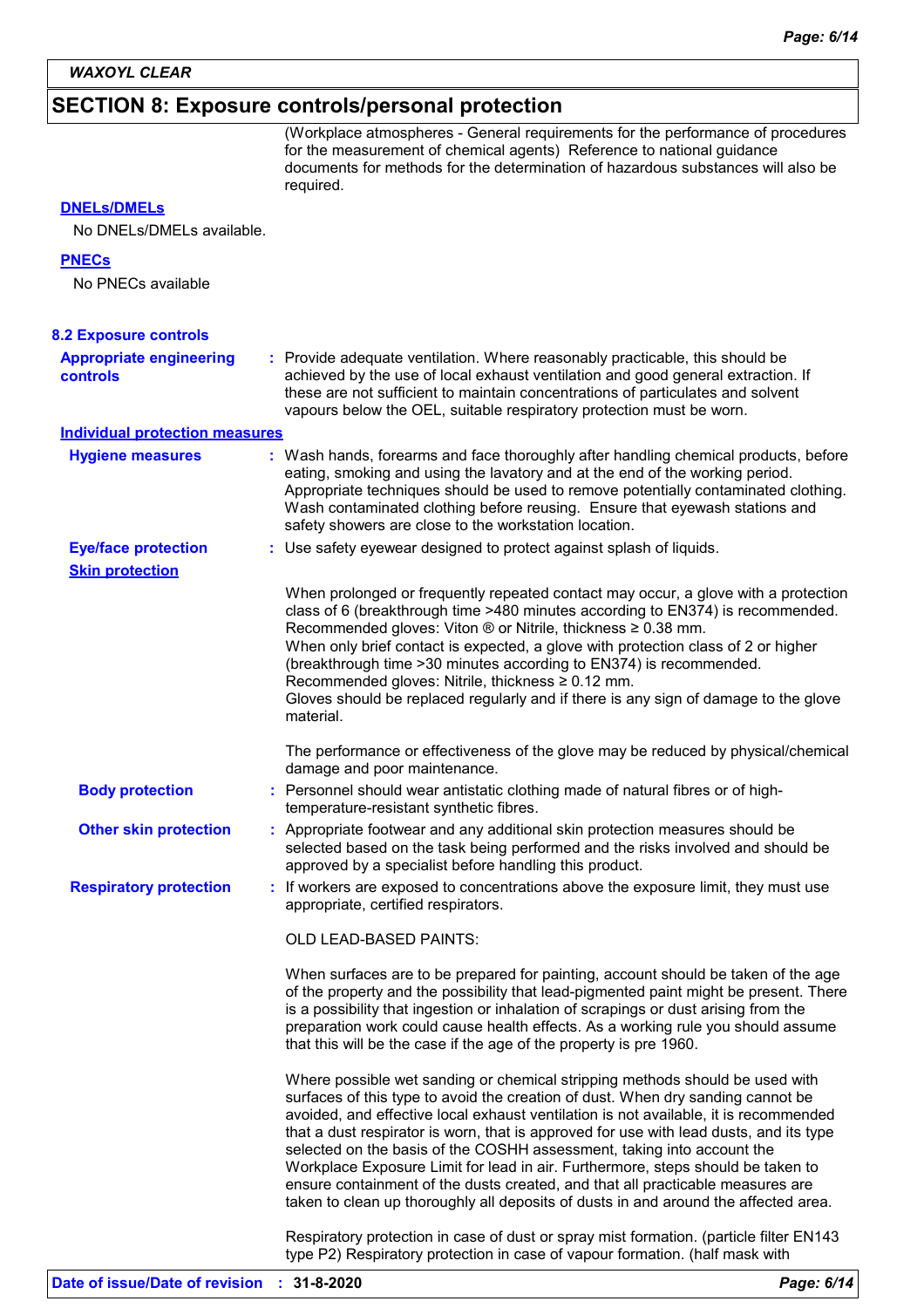**WAXOYL CLEAR**

## SECTION 8: Exposure controls/personal protection

(Workplace atmospheres - General requirements for the performance of procedures for the measurement of chemical agents) Reference to national guidance documents for methods for the determination of hazardous substances will also be required.

**DNELs/DMELs**

No DNELs/DMELs available.

**PNECs**

No PNECs available

### 8.2 Exposure controls

**Appropriate engineering controls** : Provide adequate ventilation. Where reasonably practicable, this should be achieved by the use of local exhaust ventilation and good general extraction. If these are not sufficient to maintain concentrations of particulates and solvent vapours below the OEL, suitable respiratory protection must be worn.

**Individual protection measures**

**Hygiene measures** : Wash hands, forearms and face thoroughly after handling chemical products, before eating, smoking and using the lavatory and at the end of the working period. Appropriate techniques should be used to remove potentially contaminated clothing. Wash contaminated clothing before reusing. Ensure that eyewash stations and safety showers are close to the workstation location.

**Eye/face protection** : Use safety eyewear designed to protect against splash of liquids.

**Skin protection**

When prolonged or frequently repeated contact may occur, a glove with a protection class of 6 (breakthrough time >480 minutes according to EN374) is recommended. Recommended gloves: Viton ® or Nitrile, thickness ≥ 0.38 mm.
When only brief contact is expected, a glove with protection class of 2 or higher (breakthrough time >30 minutes according to EN374) is recommended. Recommended gloves: Nitrile, thickness ≥ 0.12 mm.
Gloves should be replaced regularly and if there is any sign of damage to the glove material.

The performance or effectiveness of the glove may be reduced by physical/chemical damage and poor maintenance.

**Body protection** : Personnel should wear antistatic clothing made of natural fibres or of high-temperature-resistant synthetic fibres.

**Other skin protection** : Appropriate footwear and any additional skin protection measures should be selected based on the task being performed and the risks involved and should be approved by a specialist before handling this product.

**Respiratory protection** : If workers are exposed to concentrations above the exposure limit, they must use appropriate, certified respirators.

OLD LEAD-BASED PAINTS:

When surfaces are to be prepared for painting, account should be taken of the age of the property and the possibility that lead-pigmented paint might be present. There is a possibility that ingestion or inhalation of scrapings or dust arising from the preparation work could cause health effects. As a working rule you should assume that this will be the case if the age of the property is pre 1960.

Where possible wet sanding or chemical stripping methods should be used with surfaces of this type to avoid the creation of dust. When dry sanding cannot be avoided, and effective local exhaust ventilation is not available, it is recommended that a dust respirator is worn, that is approved for use with lead dusts, and its type selected on the basis of the COSHH assessment, taking into account the Workplace Exposure Limit for lead in air. Furthermore, steps should be taken to ensure containment of the dusts created, and that all practicable measures are taken to clean up thoroughly all deposits of dusts in and around the affected area.

Respiratory protection in case of dust or spray mist formation. (particle filter EN143 type P2) Respiratory protection in case of vapour formation. (half mask with

**Date of issue/Date of revision** : **31-8-2020**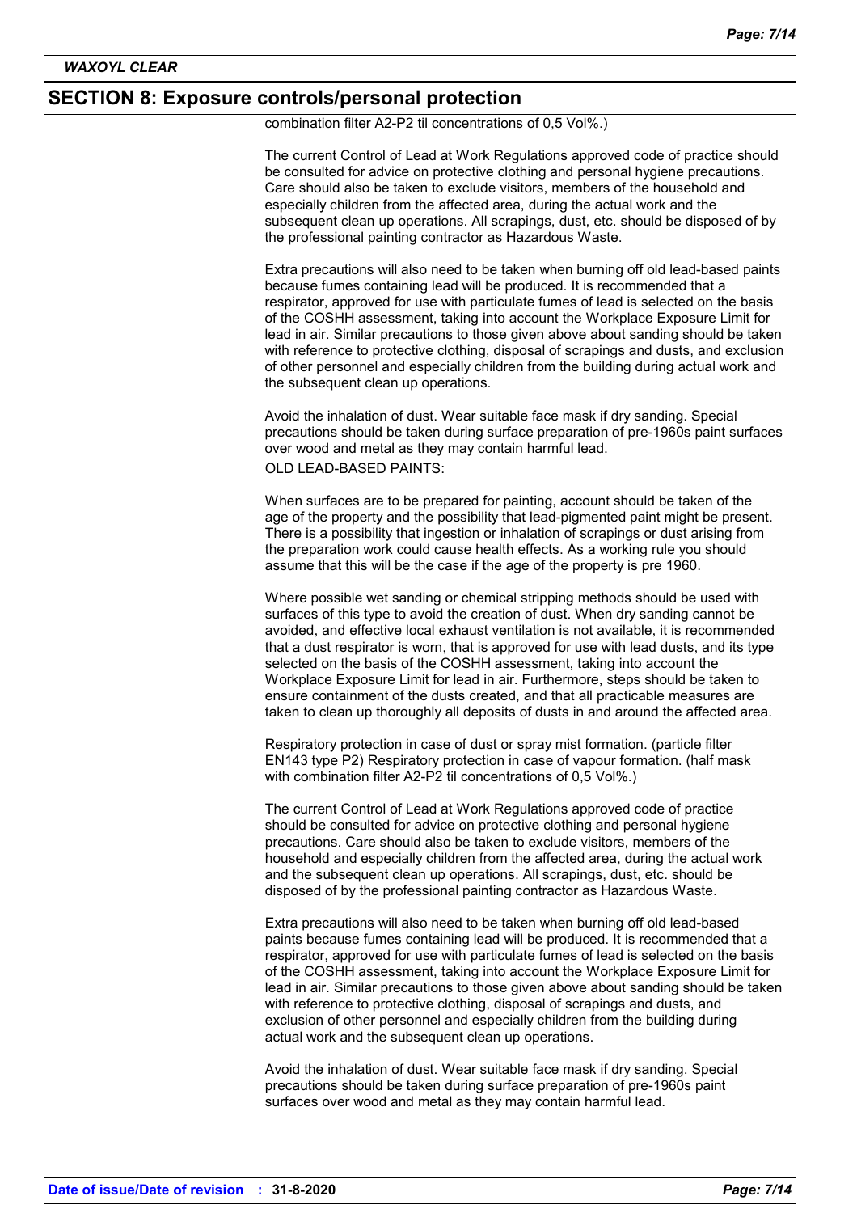## SECTION 8: Exposure controls/personal protection

combination filter A2-P2 til concentrations of 0,5 Vol%.)

The current Control of Lead at Work Regulations approved code of practice should be consulted for advice on protective clothing and personal hygiene precautions. Care should also be taken to exclude visitors, members of the household and especially children from the affected area, during the actual work and the subsequent clean up operations. All scrapings, dust, etc. should be disposed of by the professional painting contractor as Hazardous Waste.

Extra precautions will also need to be taken when burning off old lead-based paints because fumes containing lead will be produced. It is recommended that a respirator, approved for use with particulate fumes of lead is selected on the basis of the COSHH assessment, taking into account the Workplace Exposure Limit for lead in air. Similar precautions to those given above about sanding should be taken with reference to protective clothing, disposal of scrapings and dusts, and exclusion of other personnel and especially children from the building during actual work and the subsequent clean up operations.

Avoid the inhalation of dust. Wear suitable face mask if dry sanding. Special precautions should be taken during surface preparation of pre-1960s paint surfaces over wood and metal as they may contain harmful lead.

OLD LEAD-BASED PAINTS:

When surfaces are to be prepared for painting, account should be taken of the age of the property and the possibility that lead-pigmented paint might be present. There is a possibility that ingestion or inhalation of scrapings or dust arising from the preparation work could cause health effects. As a working rule you should assume that this will be the case if the age of the property is pre 1960.

Where possible wet sanding or chemical stripping methods should be used with surfaces of this type to avoid the creation of dust. When dry sanding cannot be avoided, and effective local exhaust ventilation is not available, it is recommended that a dust respirator is worn, that is approved for use with lead dusts, and its type selected on the basis of the COSHH assessment, taking into account the Workplace Exposure Limit for lead in air. Furthermore, steps should be taken to ensure containment of the dusts created, and that all practicable measures are taken to clean up thoroughly all deposits of dusts in and around the affected area.

Respiratory protection in case of dust or spray mist formation. (particle filter EN143 type P2) Respiratory protection in case of vapour formation. (half mask with combination filter A2-P2 til concentrations of 0,5 Vol%.)

The current Control of Lead at Work Regulations approved code of practice should be consulted for advice on protective clothing and personal hygiene precautions. Care should also be taken to exclude visitors, members of the household and especially children from the affected area, during the actual work and the subsequent clean up operations. All scrapings, dust, etc. should be disposed of by the professional painting contractor as Hazardous Waste.

Extra precautions will also need to be taken when burning off old lead-based paints because fumes containing lead will be produced. It is recommended that a respirator, approved for use with particulate fumes of lead is selected on the basis of the COSHH assessment, taking into account the Workplace Exposure Limit for lead in air. Similar precautions to those given above about sanding should be taken with reference to protective clothing, disposal of scrapings and dusts, and exclusion of other personnel and especially children from the building during actual work and the subsequent clean up operations.

Avoid the inhalation of dust. Wear suitable face mask if dry sanding. Special precautions should be taken during surface preparation of pre-1960s paint surfaces over wood and metal as they may contain harmful lead.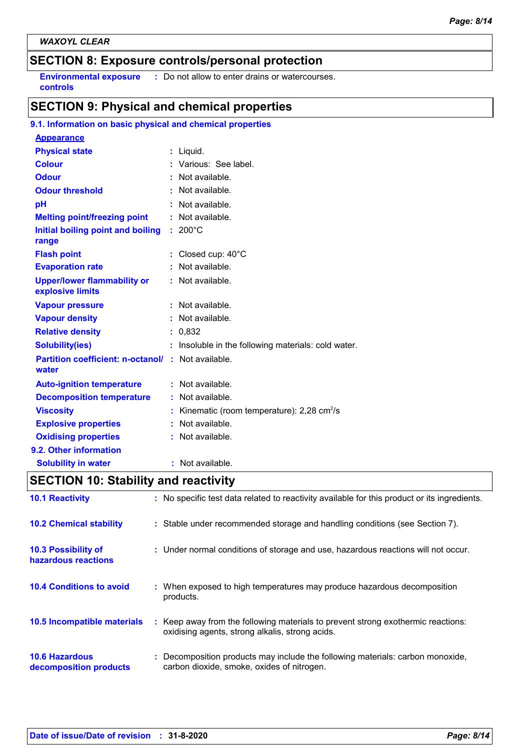**WAXOYL CLEAR**

## SECTION 8: Exposure controls/personal protection

| | |
|---|---|
| **Environmental exposure controls** | : Do not allow to enter drains or watercourses. |

## SECTION 9: Physical and chemical properties

### 9.1. Information on basic physical and chemical properties

**Appearance**

| | |
|---|---|
| **Physical state** | : Liquid. |
| **Colour** | : Various: See label. |
| **Odour** | : Not available. |
| **Odour threshold** | : Not available. |
| **pH** | : Not available. |
| **Melting point/freezing point** | : Not available. |
| **Initial boiling point and boiling range** | : 200°C |
| **Flash point** | : Closed cup: 40°C |
| **Evaporation rate** | : Not available. |
| **Upper/lower flammability or explosive limits** | : Not available. |
| **Vapour pressure** | : Not available. |
| **Vapour density** | : Not available. |
| **Relative density** | : 0,832 |
| **Solubility(ies)** | : Insoluble in the following materials: cold water. |
| **Partition coefficient: n-octanol/ water** | : Not available. |
| **Auto-ignition temperature** | : Not available. |
| **Decomposition temperature** | : Not available. |
| **Viscosity** | : Kinematic (room temperature): 2,28 $cm^2/s$ |
| **Explosive properties** | : Not available. |
| **Oxidising properties** | : Not available. |

### 9.2. Other information

| | |
|---|---|
| **Solubility in water** | : Not available. |

## SECTION 10: Stability and reactivity

| | |
|---|---|
| **10.1 Reactivity** | : No specific test data related to reactivity available for this product or its ingredients. |
| **10.2 Chemical stability** | : Stable under recommended storage and handling conditions (see Section 7). |
| **10.3 Possibility of hazardous reactions** | : Under normal conditions of storage and use, hazardous reactions will not occur. |
| **10.4 Conditions to avoid** | : When exposed to high temperatures may produce hazardous decomposition products. |
| **10.5 Incompatible materials** | : Keep away from the following materials to prevent strong exothermic reactions: oxidising agents, strong alkalis, strong acids. |
| **10.6 Hazardous decomposition products** | : Decomposition products may include the following materials: carbon monoxide, carbon dioxide, smoke, oxides of nitrogen. |

**Date of issue/Date of revision** : **31-8-2020**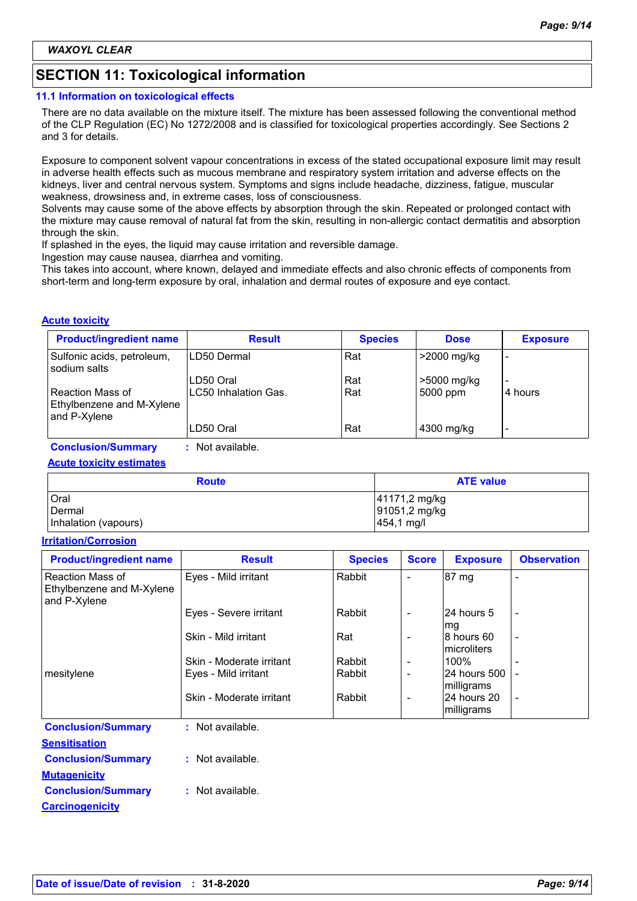**WAXOYL CLEAR**

## SECTION 11: Toxicological information

### 11.1 Information on toxicological effects

There are no data available on the mixture itself. The mixture has been assessed following the conventional method of the CLP Regulation (EC) No 1272/2008 and is classified for toxicological properties accordingly. See Sections 2 and 3 for details.

Exposure to component solvent vapour concentrations in excess of the stated occupational exposure limit may result in adverse health effects such as mucous membrane and respiratory system irritation and adverse effects on the kidneys, liver and central nervous system. Symptoms and signs include headache, dizziness, fatigue, muscular weakness, drowsiness and, in extreme cases, loss of consciousness.
Solvents may cause some of the above effects by absorption through the skin. Repeated or prolonged contact with the mixture may cause removal of natural fat from the skin, resulting in non-allergic contact dermatitis and absorption through the skin.
If splashed in the eyes, the liquid may cause irritation and reversible damage.
Ingestion may cause nausea, diarrhea and vomiting.
This takes into account, where known, delayed and immediate effects and also chronic effects of components from short-term and long-term exposure by oral, inhalation and dermal routes of exposure and eye contact.

**Acute toxicity**

| Product/ingredient name | Result | Species | Dose | Exposure |
|---|---|---|---|---|
| Sulfonic acids, petroleum, sodium salts | LD50 Dermal | Rat | >2000 mg/kg | - |
| | LD50 Oral | Rat | >5000 mg/kg | - |
| Reaction Mass of Ethylbenzene and M-Xylene and P-Xylene | LC50 Inhalation Gas. | Rat | 5000 ppm | 4 hours |
| | LD50 Oral | Rat | 4300 mg/kg | - |

**Conclusion/Summary** : Not available.

**Acute toxicity estimates**

| Route | ATE value |
|---|---|
| Oral | 41171,2 mg/kg |
| Dermal | 91051,2 mg/kg |
| Inhalation (vapours) | 454,1 mg/l |

**Irritation/Corrosion**

| Product/ingredient name | Result | Species | Score | Exposure | Observation |
|---|---|---|---|---|---|
| Reaction Mass of Ethylbenzene and M-Xylene and P-Xylene | Eyes - Mild irritant | Rabbit | - | 87 mg | - |
| | Eyes - Severe irritant | Rabbit | - | 24 hours 5 mg | - |
| | Skin - Mild irritant | Rat | - | 8 hours 60 microliters | - |
| | Skin - Moderate irritant | Rabbit | - | 100% | - |
| mesitylene | Eyes - Mild irritant | Rabbit | - | 24 hours 500 milligrams | - |
| | Skin - Moderate irritant | Rabbit | - | 24 hours 20 milligrams | - |

**Conclusion/Summary** : Not available.

**Sensitisation**

**Conclusion/Summary** : Not available.

**Mutagenicity**

**Conclusion/Summary** : Not available.

**Carcinogenicity**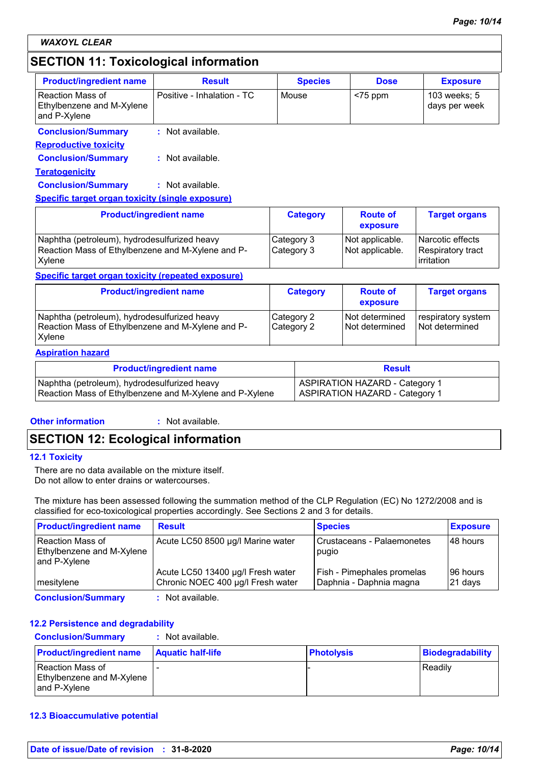**WAXOYL CLEAR**

## SECTION 11: Toxicological information

| Product/ingredient name | Result | Species | Dose | Exposure |
|---|---|---|---|---|
| Reaction Mass of Ethylbenzene and M-Xylene and P-Xylene | Positive - Inhalation - TC | Mouse | <75 ppm | 103 weeks; 5 days per week |

**Conclusion/Summary** : Not available.

**Reproductive toxicity**

**Conclusion/Summary** : Not available.

**Teratogenicity**

**Conclusion/Summary** : Not available.

**Specific target organ toxicity (single exposure)**

| Product/ingredient name | Category | Route of exposure | Target organs |
|---|---|---|---|
| Naphtha (petroleum), hydrodesulfurized heavy | Category 3 | Not applicable. | Narcotic effects |
| Reaction Mass of Ethylbenzene and M-Xylene and P-Xylene | Category 3 | Not applicable. | Respiratory tract irritation |

**Specific target organ toxicity (repeated exposure)**

| Product/ingredient name | Category | Route of exposure | Target organs |
|---|---|---|---|
| Naphtha (petroleum), hydrodesulfurized heavy | Category 2 | Not determined | respiratory system |
| Reaction Mass of Ethylbenzene and M-Xylene and P-Xylene | Category 2 | Not determined | Not determined |

**Aspiration hazard**

| Product/ingredient name | Result |
|---|---|
| Naphtha (petroleum), hydrodesulfurized heavy | ASPIRATION HAZARD - Category 1 |
| Reaction Mass of Ethylbenzene and M-Xylene and P-Xylene | ASPIRATION HAZARD - Category 1 |

**Other information** : Not available.

## SECTION 12: Ecological information

### 12.1 Toxicity

There are no data available on the mixture itself.
Do not allow to enter drains or watercourses.

The mixture has been assessed following the summation method of the CLP Regulation (EC) No 1272/2008 and is classified for eco-toxicological properties accordingly. See Sections 2 and 3 for details.

| Product/ingredient name | Result | Species | Exposure |
|---|---|---|---|
| Reaction Mass of Ethylbenzene and M-Xylene and P-Xylene | Acute LC50 8500 µg/l Marine water | Crustaceans - Palaemonetes pugio | 48 hours |
| mesitylene | Acute LC50 13400 µg/l Fresh water | Fish - Pimephales promelas | 96 hours |
| | Chronic NOEC 400 µg/l Fresh water | Daphnia - Daphnia magna | 21 days |

**Conclusion/Summary** : Not available.

### 12.2 Persistence and degradability

**Conclusion/Summary** : Not available.

| Product/ingredient name | Aquatic half-life | Photolysis | Biodegradability |
|---|---|---|---|
| Reaction Mass of Ethylbenzene and M-Xylene and P-Xylene | - | - | Readily |

### 12.3 Bioaccumulative potential

**Date of issue/Date of revision** : **31-8-2020**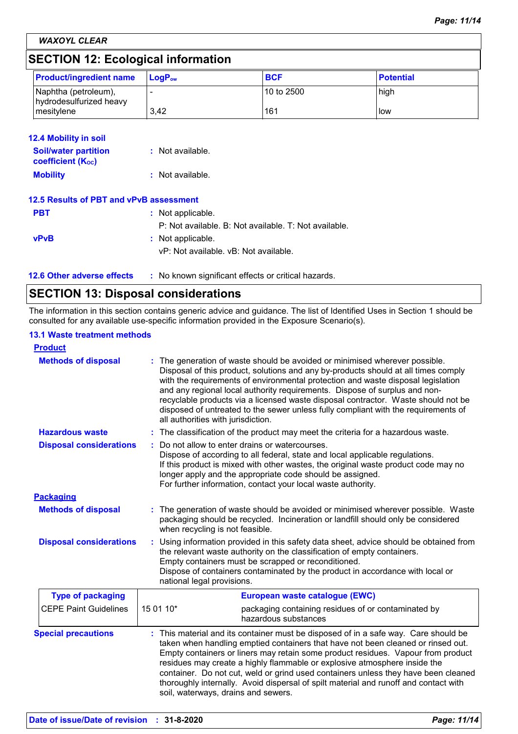WAXOYL CLEAR

## SECTION 12: Ecological information

| Product/ingredient name | $LogP_{ow}$ | BCF | Potential |
|---|---|---|---|
| Naphtha (petroleum), hydrodesulfurized heavy | - | 10 to 2500 | high |
| mesitylene | 3,42 | 161 | low |

### 12.4 Mobility in soil

**Soil/water partition coefficient ($K_{OC}$)** : Not available.

**Mobility** : Not available.

### 12.5 Results of PBT and vPvB assessment

**PBT** : Not applicable.
P: Not available. B: Not available. T: Not available.

**vPvB** : Not applicable.
vP: Not available. vB: Not available.

### 12.6 Other adverse effects

: No known significant effects or critical hazards.

## SECTION 13: Disposal considerations

The information in this section contains generic advice and guidance. The list of Identified Uses in Section 1 should be consulted for any available use-specific information provided in the Exposure Scenario(s).

### 13.1 Waste treatment methods

**Product**

**Methods of disposal** : The generation of waste should be avoided or minimised wherever possible. Disposal of this product, solutions and any by-products should at all times comply with the requirements of environmental protection and waste disposal legislation and any regional local authority requirements. Dispose of surplus and non-recyclable products via a licensed waste disposal contractor. Waste should not be disposed of untreated to the sewer unless fully compliant with the requirements of all authorities with jurisdiction.

**Hazardous waste** : The classification of the product may meet the criteria for a hazardous waste.

**Disposal considerations** : Do not allow to enter drains or watercourses.
Dispose of according to all federal, state and local applicable regulations.
If this product is mixed with other wastes, the original waste product code may no longer apply and the appropriate code should be assigned.
For further information, contact your local waste authority.

**Packaging**

**Methods of disposal** : The generation of waste should be avoided or minimised wherever possible. Waste packaging should be recycled. Incineration or landfill should only be considered when recycling is not feasible.

**Disposal considerations** : Using information provided in this safety data sheet, advice should be obtained from the relevant waste authority on the classification of empty containers.
Empty containers must be scrapped or reconditioned.
Dispose of containers contaminated by the product in accordance with local or national legal provisions.

| Type of packaging | European waste catalogue (EWC) | |
|---|---|---|
| CEPE Paint Guidelines | 15 01 10* | packaging containing residues of or contaminated by hazardous substances |

**Special precautions** : This material and its container must be disposed of in a safe way. Care should be taken when handling emptied containers that have not been cleaned or rinsed out. Empty containers or liners may retain some product residues. Vapour from product residues may create a highly flammable or explosive atmosphere inside the container. Do not cut, weld or grind used containers unless they have been cleaned thoroughly internally. Avoid dispersal of spilt material and runoff and contact with soil, waterways, drains and sewers.

**Date of issue/Date of revision** : 31-8-2020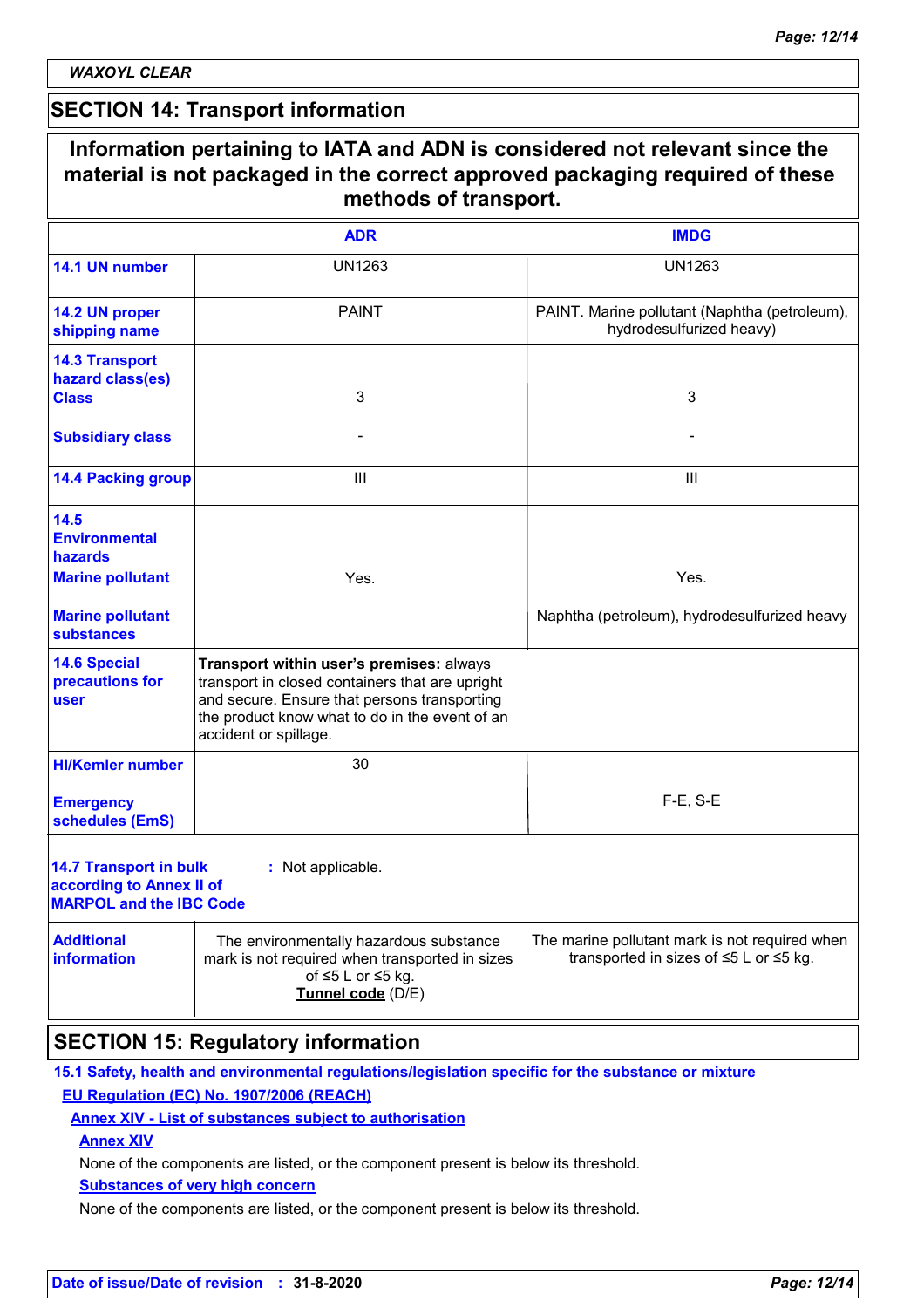*WAXOYL CLEAR*

## SECTION 14: Transport information

**Information pertaining to IATA and ADN is considered not relevant since the material is not packaged in the correct approved packaging required of these methods of transport.**

| | ADR | IMDG |
|---|---|---|
| **14.1 UN number** | UN1263 | UN1263 |
| **14.2 UN proper shipping name** | PAINT | PAINT. Marine pollutant (Naphtha (petroleum), hydrodesulfurized heavy) |
| **14.3 Transport hazard class(es)**<br>**Class** | 3 | 3 |
| **Subsidiary class** | - | - |
| **14.4 Packing group** | III | III |
| **14.5 Environmental hazards**<br>**Marine pollutant** | Yes. | Yes. |
| **Marine pollutant substances** | | Naphtha (petroleum), hydrodesulfurized heavy |
| **14.6 Special precautions for user** | **Transport within user's premises:** always transport in closed containers that are upright and secure. Ensure that persons transporting the product know what to do in the event of an accident or spillage. | |
| **HI/Kemler number** | 30 | |
| **Emergency schedules (EmS)** | | F-E, S-E |
| **14.7 Transport in bulk according to Annex II of MARPOL and the IBC Code** | : Not applicable. | |
| **Additional information** | The environmentally hazardous substance mark is not required when transported in sizes of ≤5 L or ≤5 kg.<br>**Tunnel code** (D/E) | The marine pollutant mark is not required when transported in sizes of ≤5 L or ≤5 kg. |

## SECTION 15: Regulatory information

**15.1 Safety, health and environmental regulations/legislation specific for the substance or mixture**

**EU Regulation (EC) No. 1907/2006 (REACH)**

**Annex XIV - List of substances subject to authorisation**

**Annex XIV**

None of the components are listed, or the component present is below its threshold.

**Substances of very high concern**

None of the components are listed, or the component present is below its threshold.

**Date of issue/Date of revision** : **31-8-2020**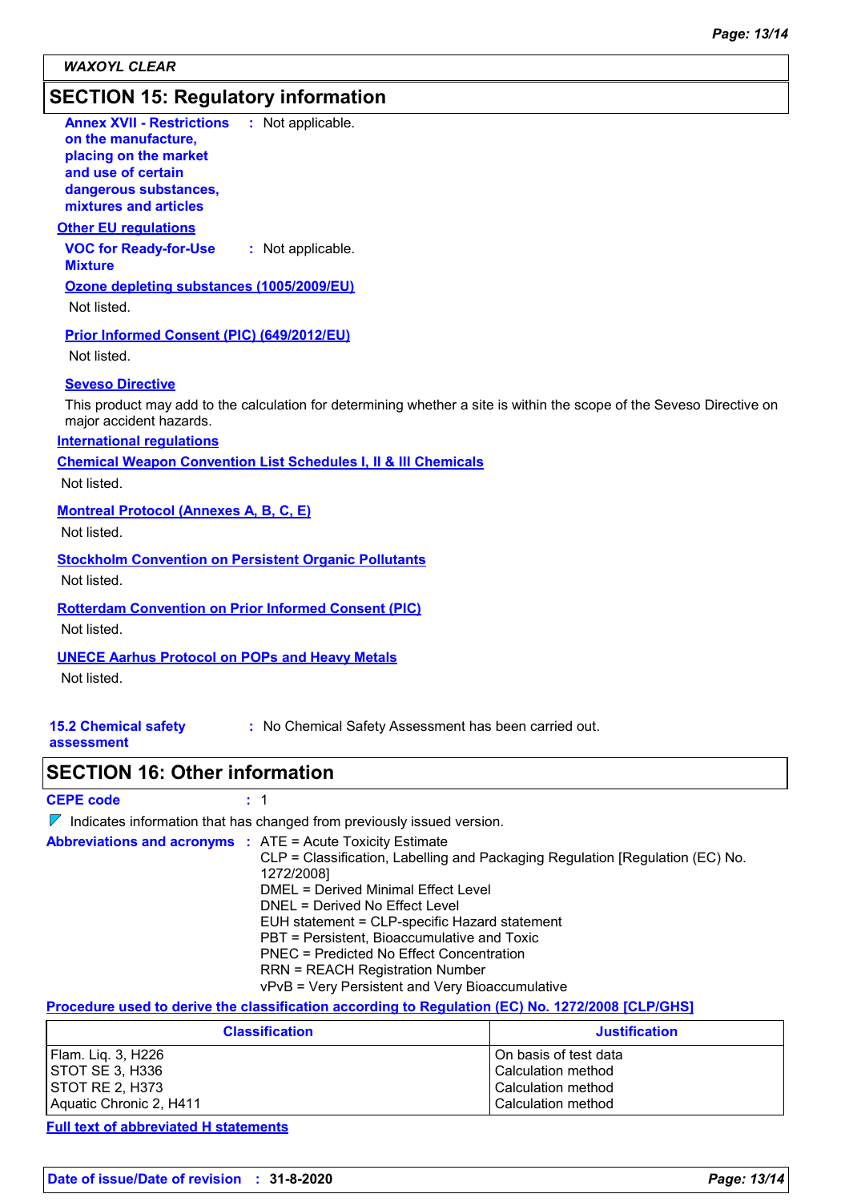*WAXOYL CLEAR*

## SECTION 15: Regulatory information

**Annex XVII - Restrictions on the manufacture, placing on the market and use of certain dangerous substances, mixtures and articles** : Not applicable.

**Other EU regulations**

**VOC for Ready-for-Use Mixture** : Not applicable.

**Ozone depleting substances (1005/2009/EU)**

Not listed.

**Prior Informed Consent (PIC) (649/2012/EU)**

Not listed.

**Seveso Directive**

This product may add to the calculation for determining whether a site is within the scope of the Seveso Directive on major accident hazards.

**International regulations**

**Chemical Weapon Convention List Schedules I, II & III Chemicals**

Not listed.

**Montreal Protocol (Annexes A, B, C, E)**

Not listed.

**Stockholm Convention on Persistent Organic Pollutants**

Not listed.

**Rotterdam Convention on Prior Informed Consent (PIC)**

Not listed.

**UNECE Aarhus Protocol on POPs and Heavy Metals**

Not listed.

**15.2 Chemical safety assessment** : No Chemical Safety Assessment has been carried out.

## SECTION 16: Other information

**CEPE code** : 1

◤ Indicates information that has changed from previously issued version.

**Abbreviations and acronyms** :
- ATE = Acute Toxicity Estimate
- CLP = Classification, Labelling and Packaging Regulation [Regulation (EC) No. 1272/2008]
- DMEL = Derived Minimal Effect Level
- DNEL = Derived No Effect Level
- EUH statement = CLP-specific Hazard statement
- PBT = Persistent, Bioaccumulative and Toxic
- PNEC = Predicted No Effect Concentration
- RRN = REACH Registration Number
- vPvB = Very Persistent and Very Bioaccumulative

**Procedure used to derive the classification according to Regulation (EC) No. 1272/2008 [CLP/GHS]**

| Classification | Justification |
|---|---|
| Flam. Liq. 3, H226 | On basis of test data |
| STOT SE 3, H336 | Calculation method |
| STOT RE 2, H373 | Calculation method |
| Aquatic Chronic 2, H411 | Calculation method |

**Full text of abbreviated H statements**

**Date of issue/Date of revision** : **31-8-2020**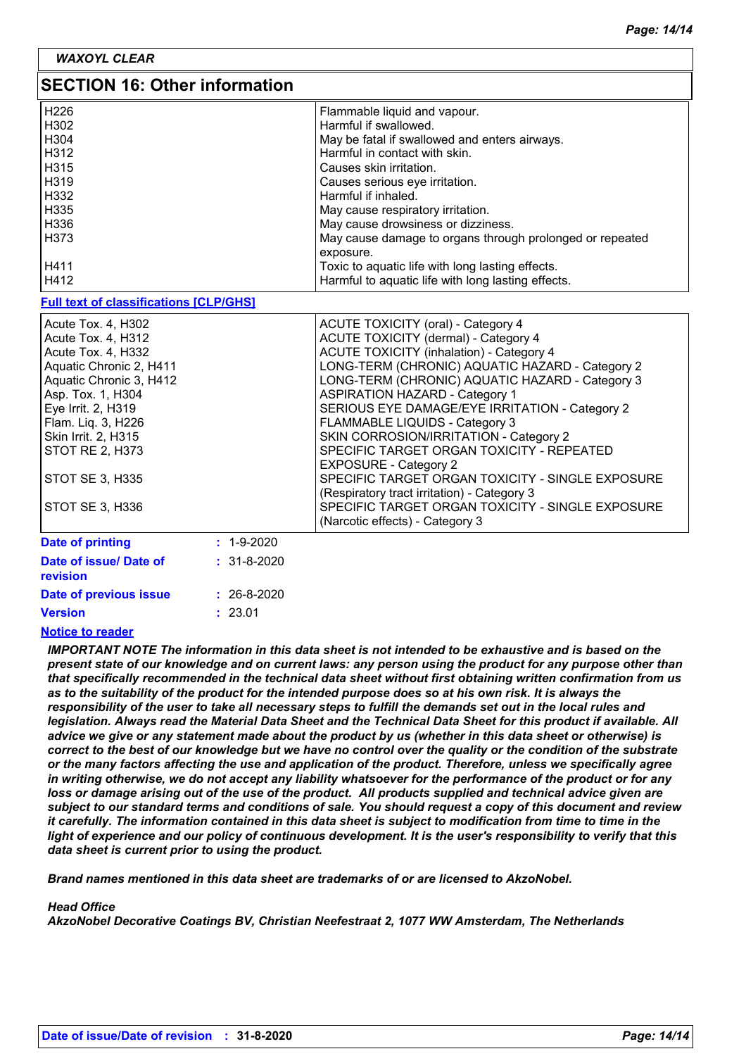## SECTION 16: Other information

| | |
|---|---|
| H226 | Flammable liquid and vapour. |
| H302 | Harmful if swallowed. |
| H304 | May be fatal if swallowed and enters airways. |
| H312 | Harmful in contact with skin. |
| H315 | Causes skin irritation. |
| H319 | Causes serious eye irritation. |
| H332 | Harmful if inhaled. |
| H335 | May cause respiratory irritation. |
| H336 | May cause drowsiness or dizziness. |
| H373 | May cause damage to organs through prolonged or repeated exposure. |
| H411 | Toxic to aquatic life with long lasting effects. |
| H412 | Harmful to aquatic life with long lasting effects. |

**Full text of classifications [CLP/GHS]**

| | |
|---|---|
| Acute Tox. 4, H302 | ACUTE TOXICITY (oral) - Category 4 |
| Acute Tox. 4, H312 | ACUTE TOXICITY (dermal) - Category 4 |
| Acute Tox. 4, H332 | ACUTE TOXICITY (inhalation) - Category 4 |
| Aquatic Chronic 2, H411 | LONG-TERM (CHRONIC) AQUATIC HAZARD - Category 2 |
| Aquatic Chronic 3, H412 | LONG-TERM (CHRONIC) AQUATIC HAZARD - Category 3 |
| Asp. Tox. 1, H304 | ASPIRATION HAZARD - Category 1 |
| Eye Irrit. 2, H319 | SERIOUS EYE DAMAGE/EYE IRRITATION - Category 2 |
| Flam. Liq. 3, H226 | FLAMMABLE LIQUIDS - Category 3 |
| Skin Irrit. 2, H315 | SKIN CORROSION/IRRITATION - Category 2 |
| STOT RE 2, H373 | SPECIFIC TARGET ORGAN TOXICITY - REPEATED EXPOSURE - Category 2 |
| STOT SE 3, H335 | SPECIFIC TARGET ORGAN TOXICITY - SINGLE EXPOSURE (Respiratory tract irritation) - Category 3 |
| STOT SE 3, H336 | SPECIFIC TARGET ORGAN TOXICITY - SINGLE EXPOSURE (Narcotic effects) - Category 3 |

**Date of printing** : 1-9-2020

**Date of issue/ Date of revision** : 31-8-2020

**Date of previous issue** : 26-8-2020

**Version** : 23.01

**Notice to reader**

***IMPORTANT NOTE The information in this data sheet is not intended to be exhaustive and is based on the present state of our knowledge and on current laws: any person using the product for any purpose other than that specifically recommended in the technical data sheet without first obtaining written confirmation from us as to the suitability of the product for the intended purpose does so at his own risk. It is always the responsibility of the user to take all necessary steps to fulfill the demands set out in the local rules and legislation. Always read the Material Data Sheet and the Technical Data Sheet for this product if available. All advice we give or any statement made about the product by us (whether in this data sheet or otherwise) is correct to the best of our knowledge but we have no control over the quality or the condition of the substrate or the many factors affecting the use and application of the product. Therefore, unless we specifically agree in writing otherwise, we do not accept any liability whatsoever for the performance of the product or for any loss or damage arising out of the use of the product. All products supplied and technical advice given are subject to our standard terms and conditions of sale. You should request a copy of this document and review it carefully. The information contained in this data sheet is subject to modification from time to time in the light of experience and our policy of continuous development. It is the user's responsibility to verify that this data sheet is current prior to using the product.***

***Brand names mentioned in this data sheet are trademarks of or are licensed to AkzoNobel.***

***Head Office***
***AkzoNobel Decorative Coatings BV, Christian Neefestraat 2, 1077 WW Amsterdam, The Netherlands***